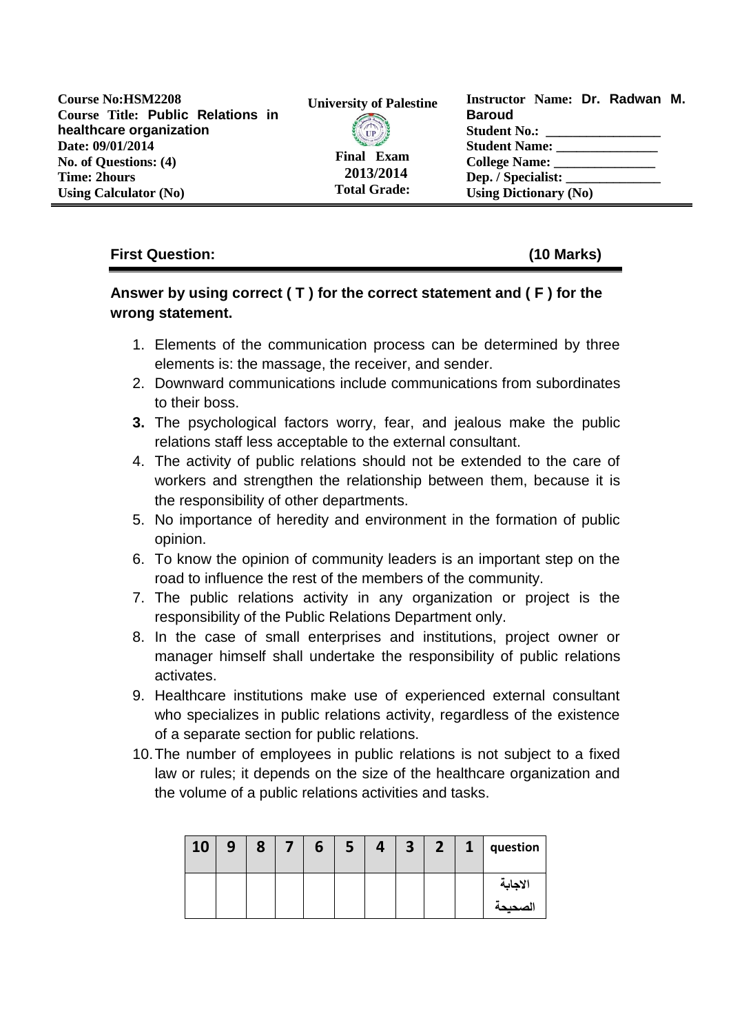| Course No:HSM2208<br>Course Title: **Public Relations in healthcare organization**<br>Date: 09/01/2014<br>No. of Questions: (4)<br>Time: 2hours<br>Using Calculator (No) | University of Palestine<br><br>Final Exam<br>2013/2014<br>Total Grade: | Instructor Name: **Dr. Radwan M. Baroud**<br>Student No.: ________________<br>Student Name: _______________<br>College Name: _______________<br>Dep. / Specialist: ______________<br>Using Dictionary (No) |
|---|---|---|

**First Question: (10 Marks)**

**Answer by using correct ( T ) for the correct statement and ( F ) for the wrong statement.**

1. Elements of the communication process can be determined by three elements is: the massage, the receiver, and sender.
2. Downward communications include communications from subordinates to their boss.
3. The psychological factors worry, fear, and jealous make the public relations staff less acceptable to the external consultant.
4. The activity of public relations should not be extended to the care of workers and strengthen the relationship between them, because it is the responsibility of other departments.
5. No importance of heredity and environment in the formation of public opinion.
6. To know the opinion of community leaders is an important step on the road to influence the rest of the members of the community.
7. The public relations activity in any organization or project is the responsibility of the Public Relations Department only.
8. In the case of small enterprises and institutions, project owner or manager himself shall undertake the responsibility of public relations activates.
9. Healthcare institutions make use of experienced external consultant who specializes in public relations activity, regardless of the existence of a separate section for public relations.
10. The number of employees in public relations is not subject to a fixed law or rules; it depends on the size of the healthcare organization and the volume of a public relations activities and tasks.

| 10 | 9 | 8 | 7 | 6 | 5 | 4 | 3 | 2 | 1 | question |
|---|---|---|---|---|---|---|---|---|---|---|
| | | | | | | | | | | الاجابة الصحيحة |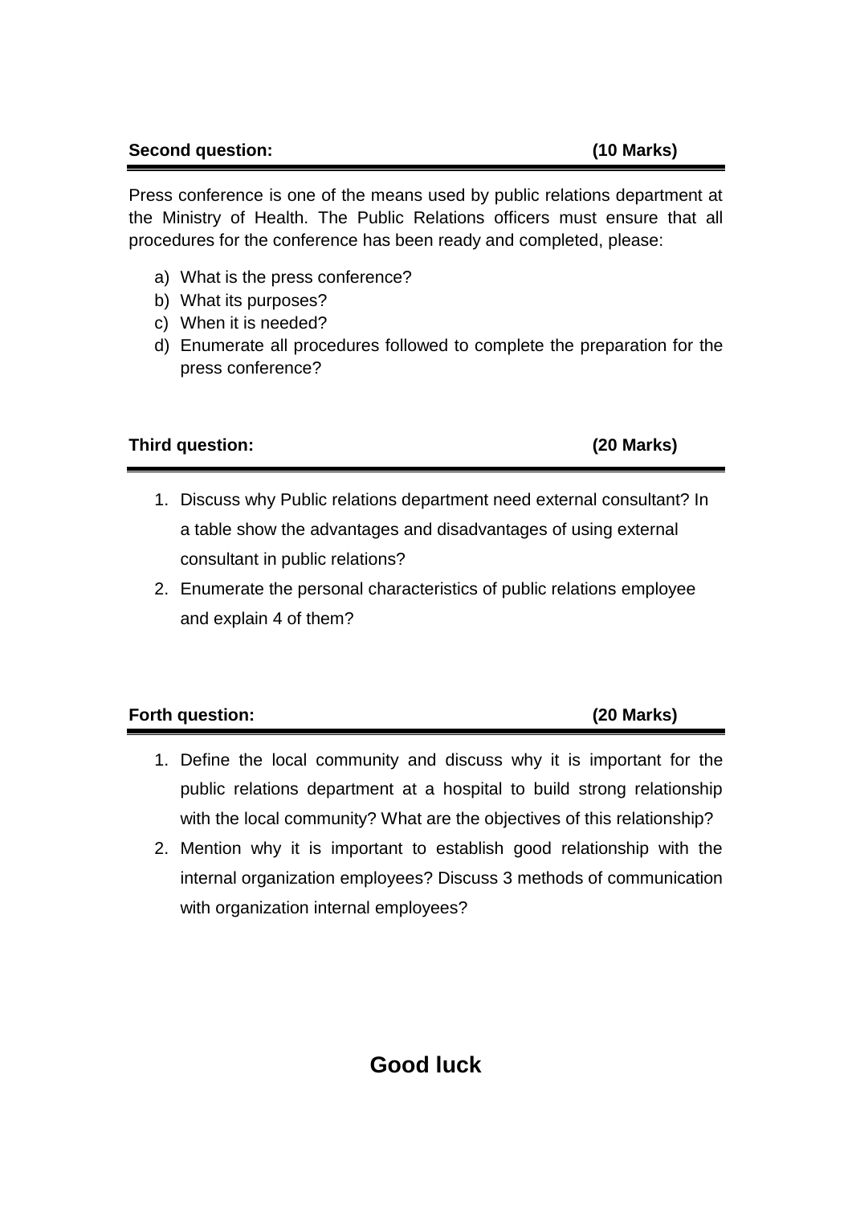**Second question: (10 Marks)**

Press conference is one of the means used by public relations department at the Ministry of Health. The Public Relations officers must ensure that all procedures for the conference has been ready and completed, please:

a) What is the press conference?
b) What its purposes?
c) When it is needed?
d) Enumerate all procedures followed to complete the preparation for the press conference?

**Third question: (20 Marks)**

1. Discuss why Public relations department need external consultant? In a table show the advantages and disadvantages of using external consultant in public relations?
2. Enumerate the personal characteristics of public relations employee and explain 4 of them?

**Forth question: (20 Marks)**

1. Define the local community and discuss why it is important for the public relations department at a hospital to build strong relationship with the local community? What are the objectives of this relationship?
2. Mention why it is important to establish good relationship with the internal organization employees? Discuss 3 methods of communication with organization internal employees?

**Good luck**